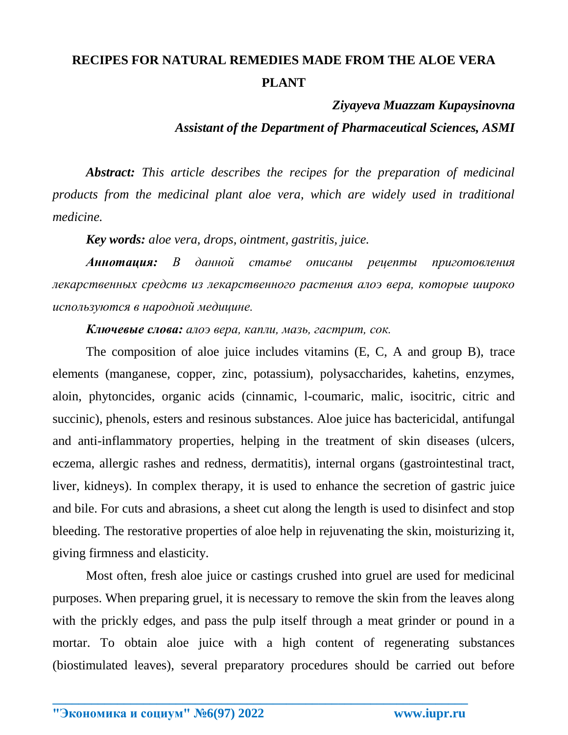# RECIPES FOR NATURAL REMEDIES MADE FROM THE ALOE VERA PLANT

***Ziyayeva Muazzam Kupaysinovna***

***Assistant of the Department of Pharmaceutical Sciences, ASMI***

***Abstract:*** *This article describes the recipes for the preparation of medicinal products from the medicinal plant aloe vera, which are widely used in traditional medicine.*

***Key words:*** *aloe vera, drops, ointment, gastritis, juice.*

***Аннотация:*** *В данной статье описаны рецепты приготовления лекарственных средств из лекарственного растения алоэ вера, которые широко используются в народной медицине.*

***Ключевые слова:*** *алоэ вера, капли, мазь, гастрит, сок.*

The composition of aloe juice includes vitamins (E, C, A and group B), trace elements (manganese, copper, zinc, potassium), polysaccharides, kahetins, enzymes, aloin, phytoncides, organic acids (cinnamic, l-coumaric, malic, isocitric, citric and succinic), phenols, esters and resinous substances. Aloe juice has bactericidal, antifungal and anti-inflammatory properties, helping in the treatment of skin diseases (ulcers, eczema, allergic rashes and redness, dermatitis), internal organs (gastrointestinal tract, liver, kidneys). In complex therapy, it is used to enhance the secretion of gastric juice and bile. For cuts and abrasions, a sheet cut along the length is used to disinfect and stop bleeding. The restorative properties of aloe help in rejuvenating the skin, moisturizing it, giving firmness and elasticity.

Most often, fresh aloe juice or castings crushed into gruel are used for medicinal purposes. When preparing gruel, it is necessary to remove the skin from the leaves along with the prickly edges, and pass the pulp itself through a meat grinder or pound in a mortar. To obtain aloe juice with a high content of regenerating substances (biostimulated leaves), several preparatory procedures should be carried out before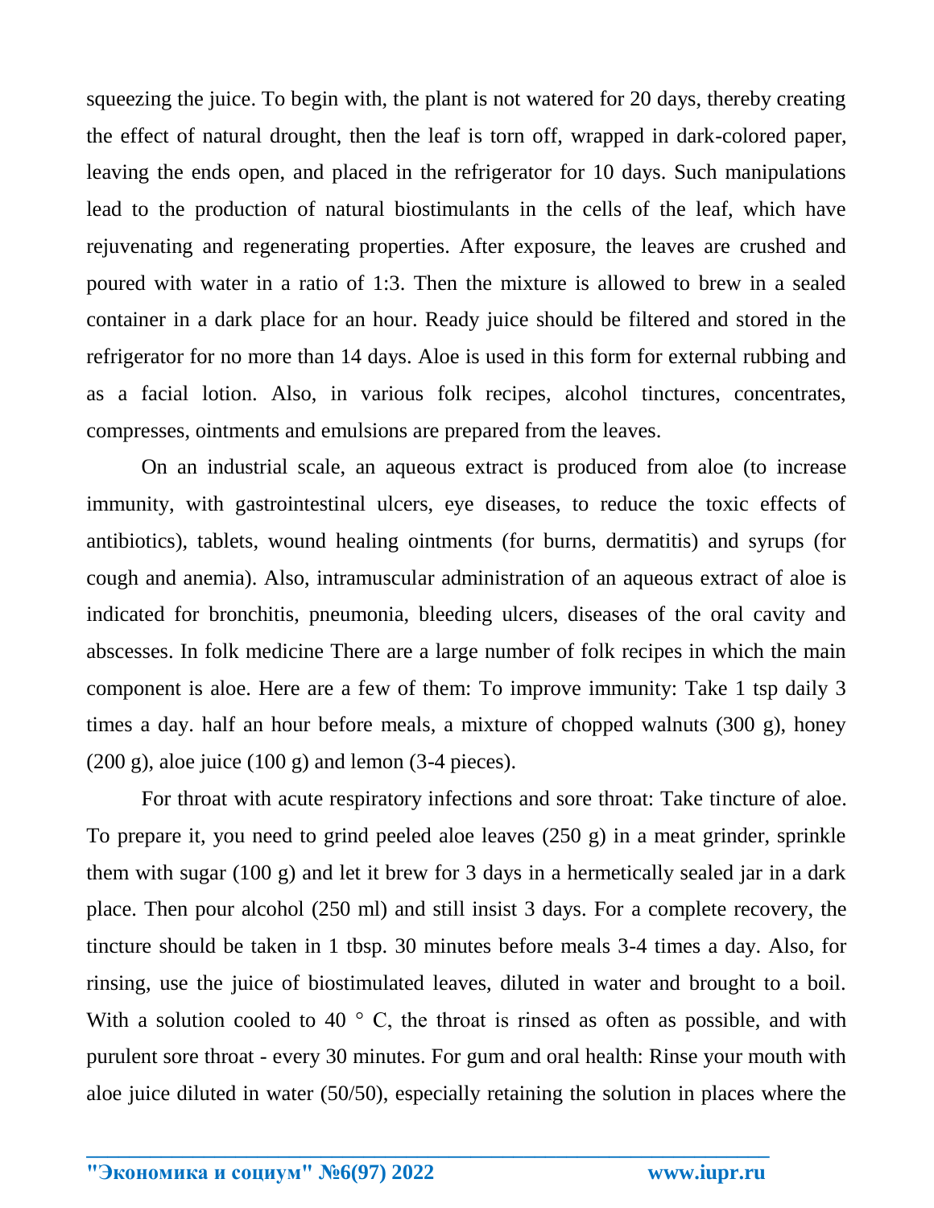squeezing the juice. To begin with, the plant is not watered for 20 days, thereby creating the effect of natural drought, then the leaf is torn off, wrapped in dark-colored paper, leaving the ends open, and placed in the refrigerator for 10 days. Such manipulations lead to the production of natural biostimulants in the cells of the leaf, which have rejuvenating and regenerating properties. After exposure, the leaves are crushed and poured with water in a ratio of 1:3. Then the mixture is allowed to brew in a sealed container in a dark place for an hour. Ready juice should be filtered and stored in the refrigerator for no more than 14 days. Aloe is used in this form for external rubbing and as a facial lotion. Also, in various folk recipes, alcohol tinctures, concentrates, compresses, ointments and emulsions are prepared from the leaves.

On an industrial scale, an aqueous extract is produced from aloe (to increase immunity, with gastrointestinal ulcers, eye diseases, to reduce the toxic effects of antibiotics), tablets, wound healing ointments (for burns, dermatitis) and syrups (for cough and anemia). Also, intramuscular administration of an aqueous extract of aloe is indicated for bronchitis, pneumonia, bleeding ulcers, diseases of the oral cavity and abscesses. In folk medicine There are a large number of folk recipes in which the main component is aloe. Here are a few of them: To improve immunity: Take 1 tsp daily 3 times a day. half an hour before meals, a mixture of chopped walnuts (300 g), honey (200 g), aloe juice (100 g) and lemon (3-4 pieces).

For throat with acute respiratory infections and sore throat: Take tincture of aloe. To prepare it, you need to grind peeled aloe leaves (250 g) in a meat grinder, sprinkle them with sugar (100 g) and let it brew for 3 days in a hermetically sealed jar in a dark place. Then pour alcohol (250 ml) and still insist 3 days. For a complete recovery, the tincture should be taken in 1 tbsp. 30 minutes before meals 3-4 times a day. Also, for rinsing, use the juice of biostimulated leaves, diluted in water and brought to a boil. With a solution cooled to 40 ° C, the throat is rinsed as often as possible, and with purulent sore throat - every 30 minutes. For gum and oral health: Rinse your mouth with aloe juice diluted in water (50/50), especially retaining the solution in places where the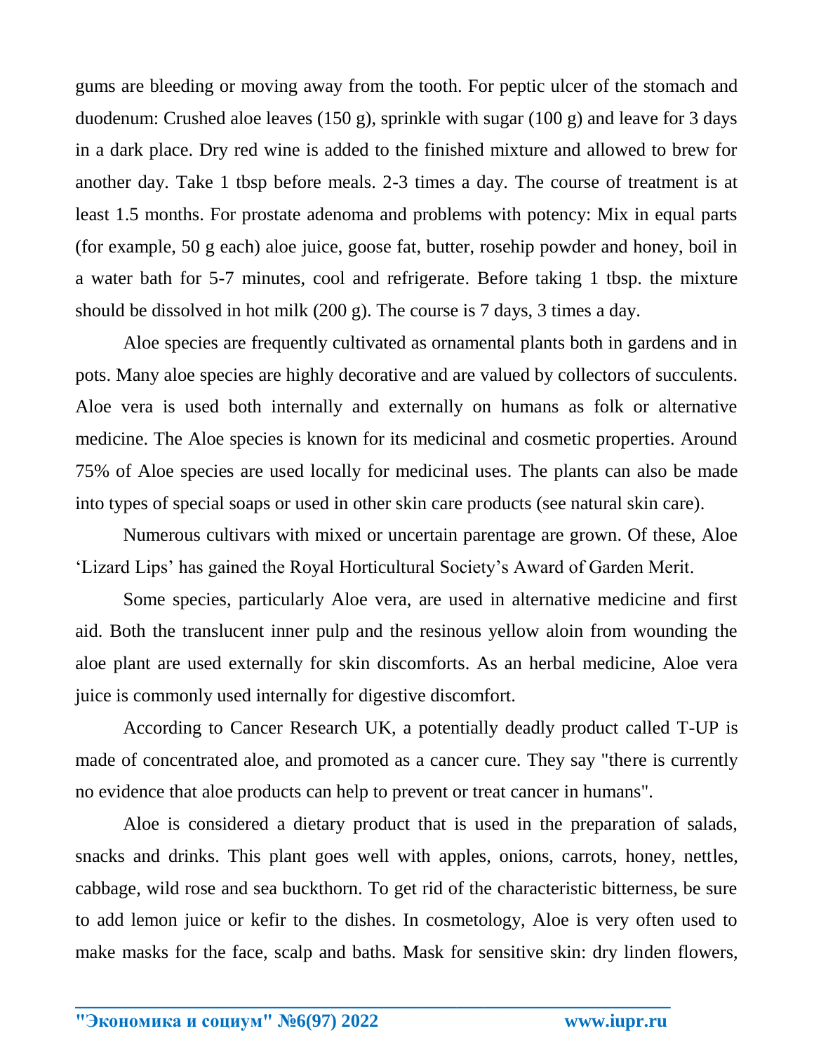gums are bleeding or moving away from the tooth. For peptic ulcer of the stomach and duodenum: Crushed aloe leaves (150 g), sprinkle with sugar (100 g) and leave for 3 days in a dark place. Dry red wine is added to the finished mixture and allowed to brew for another day. Take 1 tbsp before meals. 2-3 times a day. The course of treatment is at least 1.5 months. For prostate adenoma and problems with potency: Mix in equal parts (for example, 50 g each) aloe juice, goose fat, butter, rosehip powder and honey, boil in a water bath for 5-7 minutes, cool and refrigerate. Before taking 1 tbsp. the mixture should be dissolved in hot milk (200 g). The course is 7 days, 3 times a day.

Aloe species are frequently cultivated as ornamental plants both in gardens and in pots. Many aloe species are highly decorative and are valued by collectors of succulents. Aloe vera is used both internally and externally on humans as folk or alternative medicine. The Aloe species is known for its medicinal and cosmetic properties. Around 75% of Aloe species are used locally for medicinal uses. The plants can also be made into types of special soaps or used in other skin care products (see natural skin care).

Numerous cultivars with mixed or uncertain parentage are grown. Of these, Aloe 'Lizard Lips' has gained the Royal Horticultural Society's Award of Garden Merit.

Some species, particularly Aloe vera, are used in alternative medicine and first aid. Both the translucent inner pulp and the resinous yellow aloin from wounding the aloe plant are used externally for skin discomforts. As an herbal medicine, Aloe vera juice is commonly used internally for digestive discomfort.

According to Cancer Research UK, a potentially deadly product called T-UP is made of concentrated aloe, and promoted as a cancer cure. They say "there is currently no evidence that aloe products can help to prevent or treat cancer in humans".

Aloe is considered a dietary product that is used in the preparation of salads, snacks and drinks. This plant goes well with apples, onions, carrots, honey, nettles, cabbage, wild rose and sea buckthorn. To get rid of the characteristic bitterness, be sure to add lemon juice or kefir to the dishes. In cosmetology, Aloe is very often used to make masks for the face, scalp and baths. Mask for sensitive skin: dry linden flowers,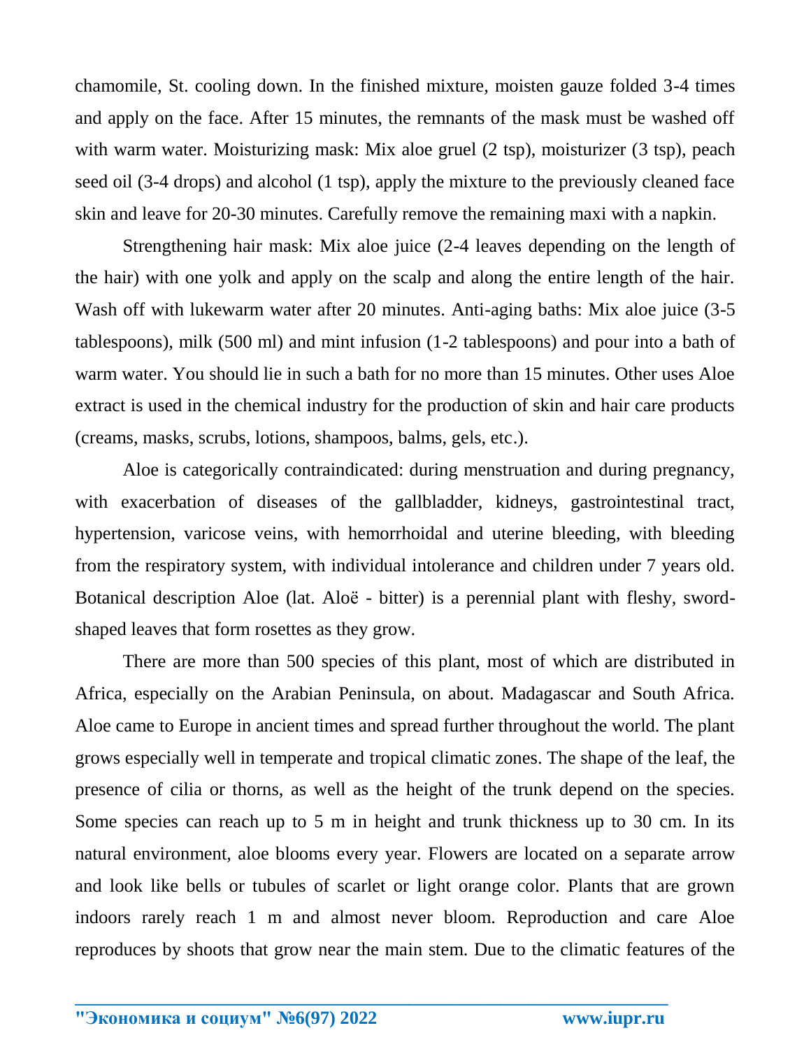chamomile, St. cooling down. In the finished mixture, moisten gauze folded 3-4 times and apply on the face. After 15 minutes, the remnants of the mask must be washed off with warm water. Moisturizing mask: Mix aloe gruel (2 tsp), moisturizer (3 tsp), peach seed oil (3-4 drops) and alcohol (1 tsp), apply the mixture to the previously cleaned face skin and leave for 20-30 minutes. Carefully remove the remaining maxi with a napkin.

Strengthening hair mask: Mix aloe juice (2-4 leaves depending on the length of the hair) with one yolk and apply on the scalp and along the entire length of the hair. Wash off with lukewarm water after 20 minutes. Anti-aging baths: Mix aloe juice (3-5 tablespoons), milk (500 ml) and mint infusion (1-2 tablespoons) and pour into a bath of warm water. You should lie in such a bath for no more than 15 minutes. Other uses Aloe extract is used in the chemical industry for the production of skin and hair care products (creams, masks, scrubs, lotions, shampoos, balms, gels, etc.).

Aloe is categorically contraindicated: during menstruation and during pregnancy, with exacerbation of diseases of the gallbladder, kidneys, gastrointestinal tract, hypertension, varicose veins, with hemorrhoidal and uterine bleeding, with bleeding from the respiratory system, with individual intolerance and children under 7 years old. Botanical description Aloe (lat. Aloё - bitter) is a perennial plant with fleshy, sword-shaped leaves that form rosettes as they grow.

There are more than 500 species of this plant, most of which are distributed in Africa, especially on the Arabian Peninsula, on about. Madagascar and South Africa. Aloe came to Europe in ancient times and spread further throughout the world. The plant grows especially well in temperate and tropical climatic zones. The shape of the leaf, the presence of cilia or thorns, as well as the height of the trunk depend on the species. Some species can reach up to 5 m in height and trunk thickness up to 30 cm. In its natural environment, aloe blooms every year. Flowers are located on a separate arrow and look like bells or tubules of scarlet or light orange color. Plants that are grown indoors rarely reach 1 m and almost never bloom. Reproduction and care Aloe reproduces by shoots that grow near the main stem. Due to the climatic features of the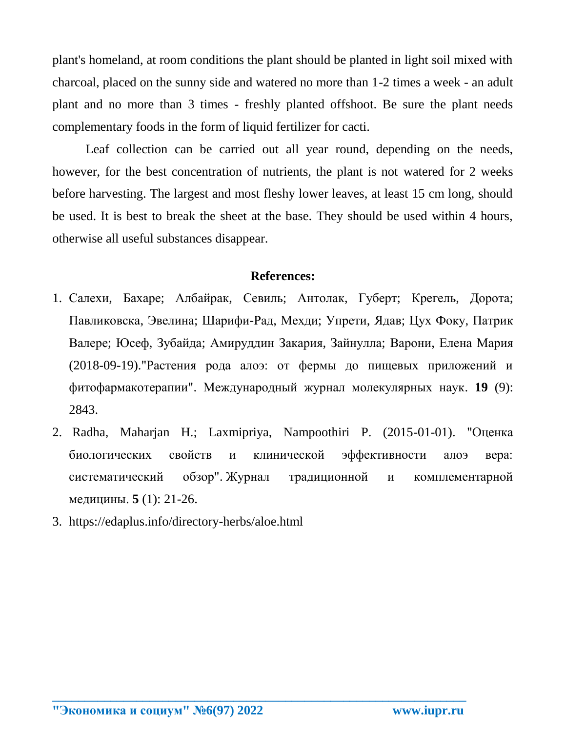plant's homeland, at room conditions the plant should be planted in light soil mixed with charcoal, placed on the sunny side and watered no more than 1-2 times a week - an adult plant and no more than 3 times - freshly planted offshoot. Be sure the plant needs complementary foods in the form of liquid fertilizer for cacti.

Leaf collection can be carried out all year round, depending on the needs, however, for the best concentration of nutrients, the plant is not watered for 2 weeks before harvesting. The largest and most fleshy lower leaves, at least 15 cm long, should be used. It is best to break the sheet at the base. They should be used within 4 hours, otherwise all useful substances disappear.

**References:**

1. Салехи, Бахаре; Албайрак, Севиль; Антолак, Губерт; Крегель, Дорота; Павликовска, Эвелина; Шарифи-Рад, Мехди; Упрети, Ядав; Цух Фоку, Патрик Валере; Юсеф, Зубайда; Амируддин Закария, Зайнулла; Варони, Елена Мария (2018-09-19)."Растения рода алоэ: от фермы до пищевых приложений и фитофармакотерапии". Международный журнал молекулярных наук. **19** (9): 2843.
2. Radha, Maharjan H.; Laxmipriya, Nampoothiri P. (2015-01-01). "Оценка биологических свойств и клинической эффективности алоэ вера: систематический обзор". Журнал традиционной и комплементарной медицины. **5** (1): 21-26.
3. https://edaplus.info/directory-herbs/aloe.html